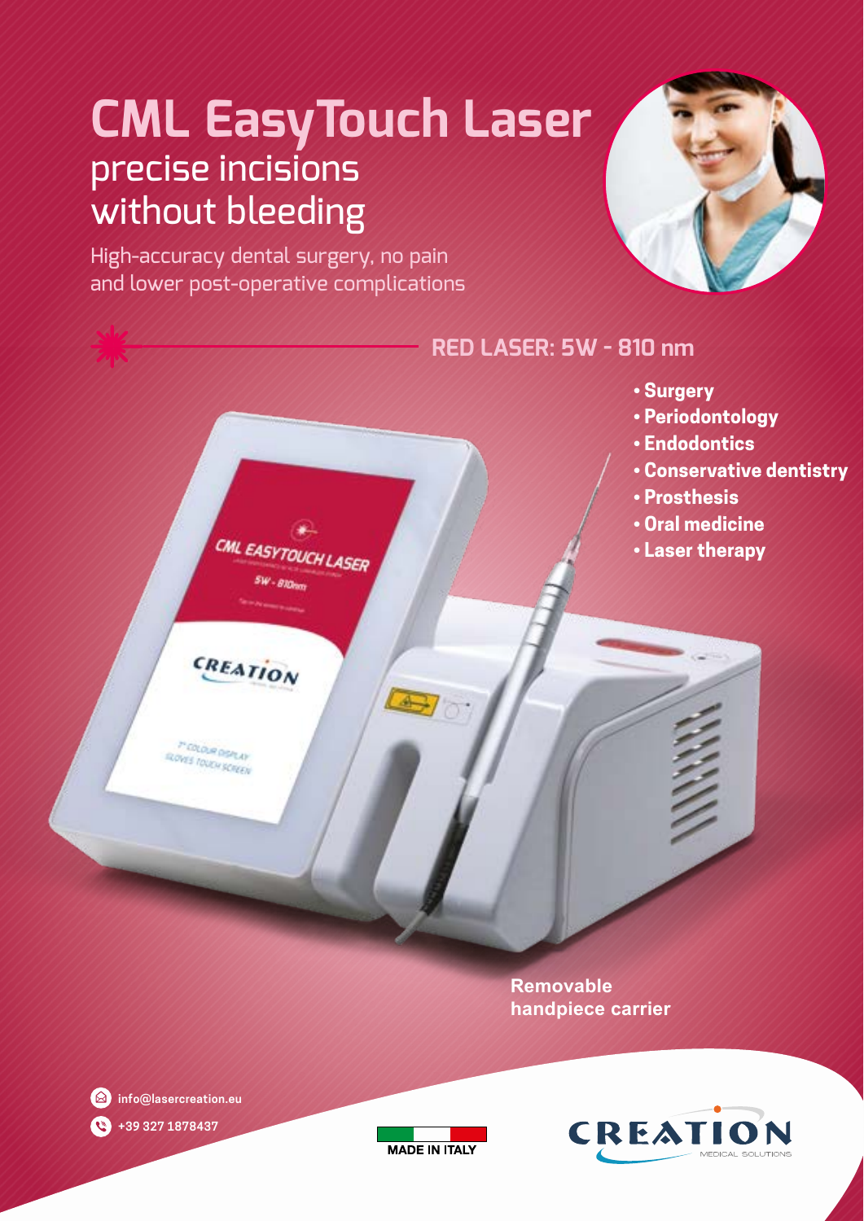# CML EasyTouch Laser

## precise incisions without bleeding

High-accuracy dental surgery, no pain and lower post-operative complications

### RED LASER: 5W - 810 nm

- **Surgery**
- **Periodontology**
- **Endodontics**
- **Conservative dentistry**
- **Prosthesis**
- **Oral medicine**
- **Laser therapy**

**Removable handpiece carrier**

info@lasercreation.eu

+39 327 1878437

MADE IN ITALY

CREATION MEDICAL SOLUTIONS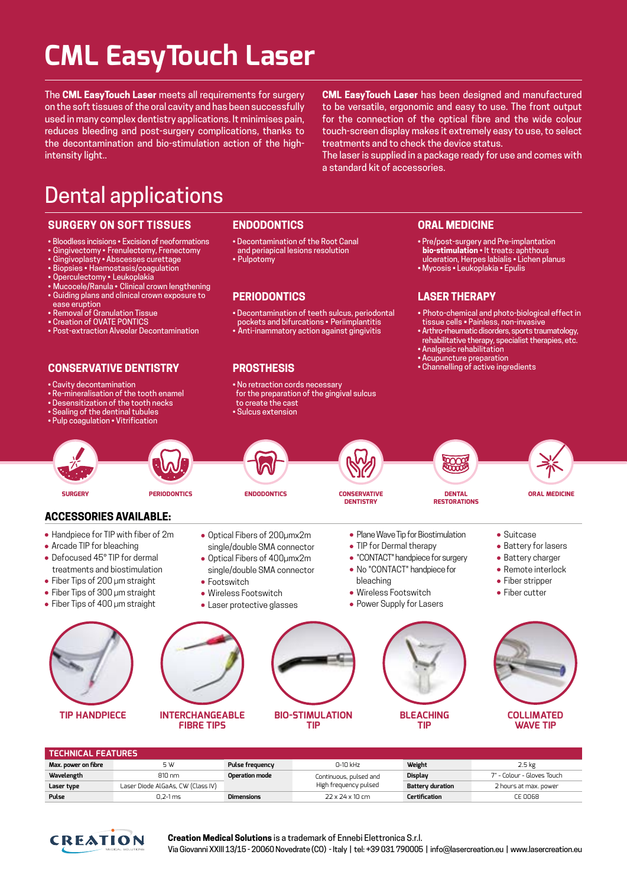# CML EasyTouch Laser

The **CML EasyTouch Laser** meets all requirements for surgery on the soft tissues of the oral cavity and has been successfully used in many complex dentistry applications. It minimises pain, reduces bleeding and post-surgery complications, thanks to the decontamination and bio-stimulation action of the high-intensity light..

**CML EasyTouch Laser** has been designed and manufactured to be versatile, ergonomic and easy to use. The front output for the connection of the optical fibre and the wide colour touch-screen display makes it extremely easy to use, to select treatments and to check the device status.
The laser is supplied in a package ready for use and comes with a standard kit of accessories.

## Dental applications

### SURGERY ON SOFT TISSUES

- Bloodless incisions • Excision of neoformations
- Gingivectomy • Frenulectomy, Frenectomy
- Gingivoplasty • Abscesses cuettage
- Biopsies • Haemostasis/coagulation
- Operculectomy • Leukoplakia
- Mucocele/Ranula • Clinical crown lengthening
- Guiding plans and clinical crown exposure to ease eruption
- Removal of Granulation Tissue
- Creation of OVATE PONTICS
- Post-extraction Alveolar Decontamination

### CONSERVATIVE DENTISTRY

- Cavity decontamination
- Re-mineralisation of the tooth enamel
- Desensitization of the tooth necks
- Sealing of the dentinal tubules
- Pulp coagulation • Vitrification

### ENDODONTICS

- Decontamination of the Root Canal and periapical lesions resolution
- Pulpotomy

### PERIODONTICS

- Decontamination of teeth sulcus, periodontal pockets and bifurcations • Periimplantitis
- Anti-inammatory action against gingivitis

### PROSTHESIS

- No retraction cords necessary for the preparation of the gingival sulcus to create the cast
- Sulcus extension

### ORAL MEDICINE

- Pre/post-surgery and Pre-implantation **bio-stimulation** • It treats: aphthous ulceration, Herpes labialis • Lichen planus
- Mycosis • Leukoplakia • Epulis

### LASER THERAPY

- Photo-chemical and photo-biological effect in tissue cells • Painless, non-invasive
- Arthro-rheumatic disorders, sports traumatology, rehabilitative therapy, specialist therapies, etc.
- Analgesic rehabilitation
- Acupuncture preparation
- Channelling of active ingredients

SURGERY | PERIODONTICS | ENDODONTICS | CONSERVATIVE DENTISTRY | DENTAL RESTORATIONS | ORAL MEDICINE

### ACCESSORIES AVAILABLE:

- Handpiece for TIP with fiber of 2m
- Arcade TIP for bleaching
- Defocused 45° TIP for dermal treatments and biostimulation
- Fiber Tips of 200 μm straight
- Fiber Tips of 300 μm straight
- Fiber Tips of 400 μm straight
- Optical Fibers of 200μmx2m single/double SMA connector
- Optical Fibers of 400μmx2m single/double SMA connector
- Footswitch
- Wireless Footswitch
- Laser protective glasses
- Plane Wave Tip for Biostimulation
- TIP for Dermal therapy
- "CONTACT" handpiece for surgery
- No "CONTACT" handpiece for bleaching
- Wireless Footswitch
- Power Supply for Lasers
- Suitcase
- Battery for lasers
- Battery charger
- Remote interlock
- Fiber stripper
- Fiber cutter

TIP HANDPIECE | INTERCHANGEABLE FIBRE TIPS | BIO-STIMULATION TIP | BLEACHING TIP | COLLIMATED WAVE TIP

### TECHNICAL FEATURES

| | | | | | |
|---|---|---|---|---|---|
| **Max. power on fibre** | 5 W | **Pulse frequency** | 0-10 kHz | **Weight** | 2.5 kg |
| **Wavelength** | 810 nm | **Operation mode** | Continuous, pulsed and High frequency pulsed | **Display** | 7" - Colour - Gloves Touch |
| **Laser type** | Laser Diode AlGaAs, CW (Class IV) | | | **Battery duration** | 2 hours at max. power |
| **Pulse** | 0,2-1 ms | **Dimensions** | 22 x 24 x 10 cm | **Certification** | CE 0068 |

CREATION MEDICAL SOLUTIONS

**Creation Medical Solutions** is a trademark of Ennebi Elettronica S.r.l.
Via Giovanni XXIII 13/15 - 20060 Novedrate (CO) - Italy | tel: +39 031 790005 | info@lasercreation.eu | www.lasercreation.eu